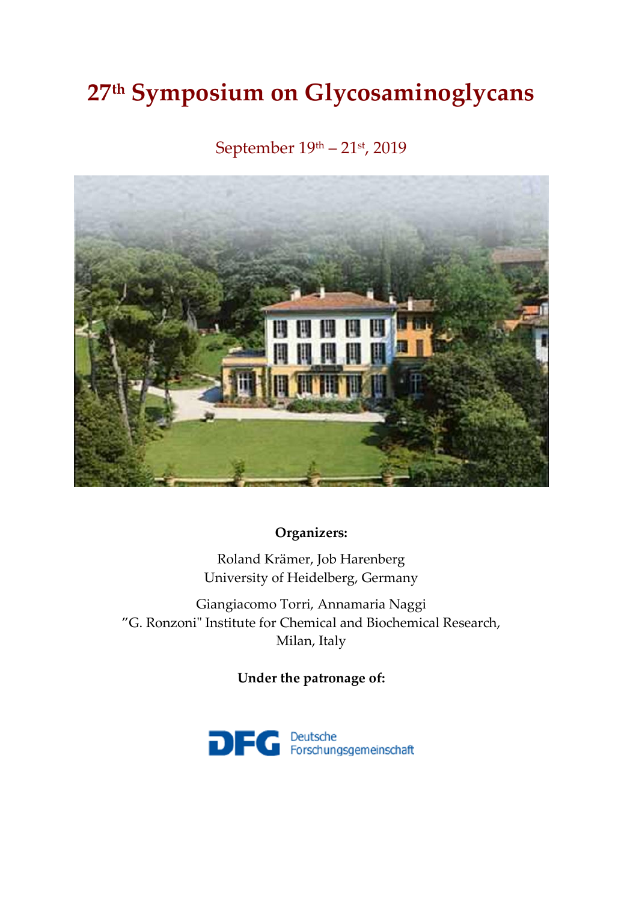# 27th Symposium on Glycosaminoglycans

September 19th – 21st, 2019

**Organizers:**

Roland Krämer, Job Harenberg
University of Heidelberg, Germany

Giangiacomo Torri, Annamaria Naggi
"G. Ronzoni" Institute for Chemical and Biochemical Research, Milan, Italy

**Under the patronage of:**

DFG Deutsche Forschungsgemeinschaft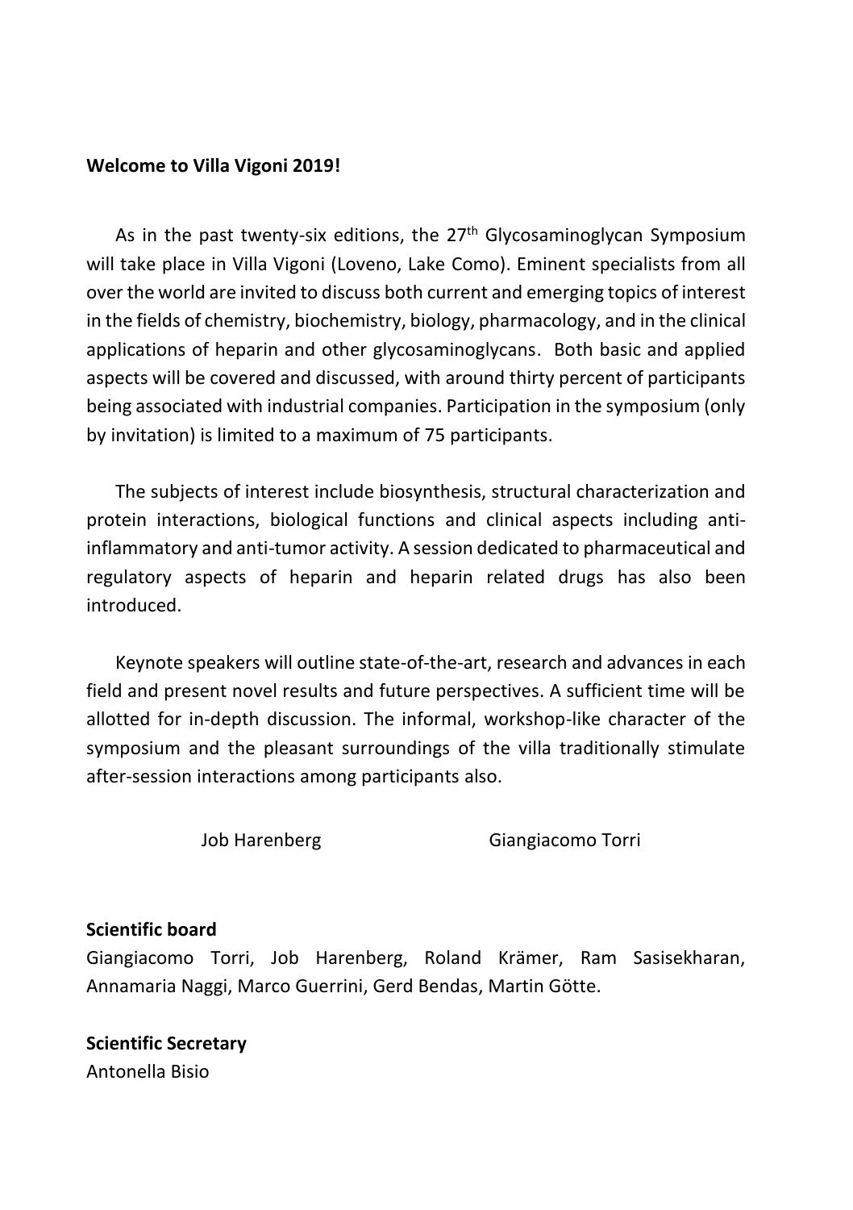**Welcome to Villa Vigoni 2019!**

As in the past twenty-six editions, the 27th Glycosaminoglycan Symposium will take place in Villa Vigoni (Loveno, Lake Como). Eminent specialists from all over the world are invited to discuss both current and emerging topics of interest in the fields of chemistry, biochemistry, biology, pharmacology, and in the clinical applications of heparin and other glycosaminoglycans. Both basic and applied aspects will be covered and discussed, with around thirty percent of participants being associated with industrial companies. Participation in the symposium (only by invitation) is limited to a maximum of 75 participants.

The subjects of interest include biosynthesis, structural characterization and protein interactions, biological functions and clinical aspects including anti-inflammatory and anti-tumor activity. A session dedicated to pharmaceutical and regulatory aspects of heparin and heparin related drugs has also been introduced.

Keynote speakers will outline state-of-the-art, research and advances in each field and present novel results and future perspectives. A sufficient time will be allotted for in-depth discussion. The informal, workshop-like character of the symposium and the pleasant surroundings of the villa traditionally stimulate after-session interactions among participants also.

Job Harenberg    Giangiacomo Torri

**Scientific board**

Giangiacomo Torri, Job Harenberg, Roland Krämer, Ram Sasisekharan, Annamaria Naggi, Marco Guerrini, Gerd Bendas, Martin Götte.

**Scientific Secretary**

Antonella Bisio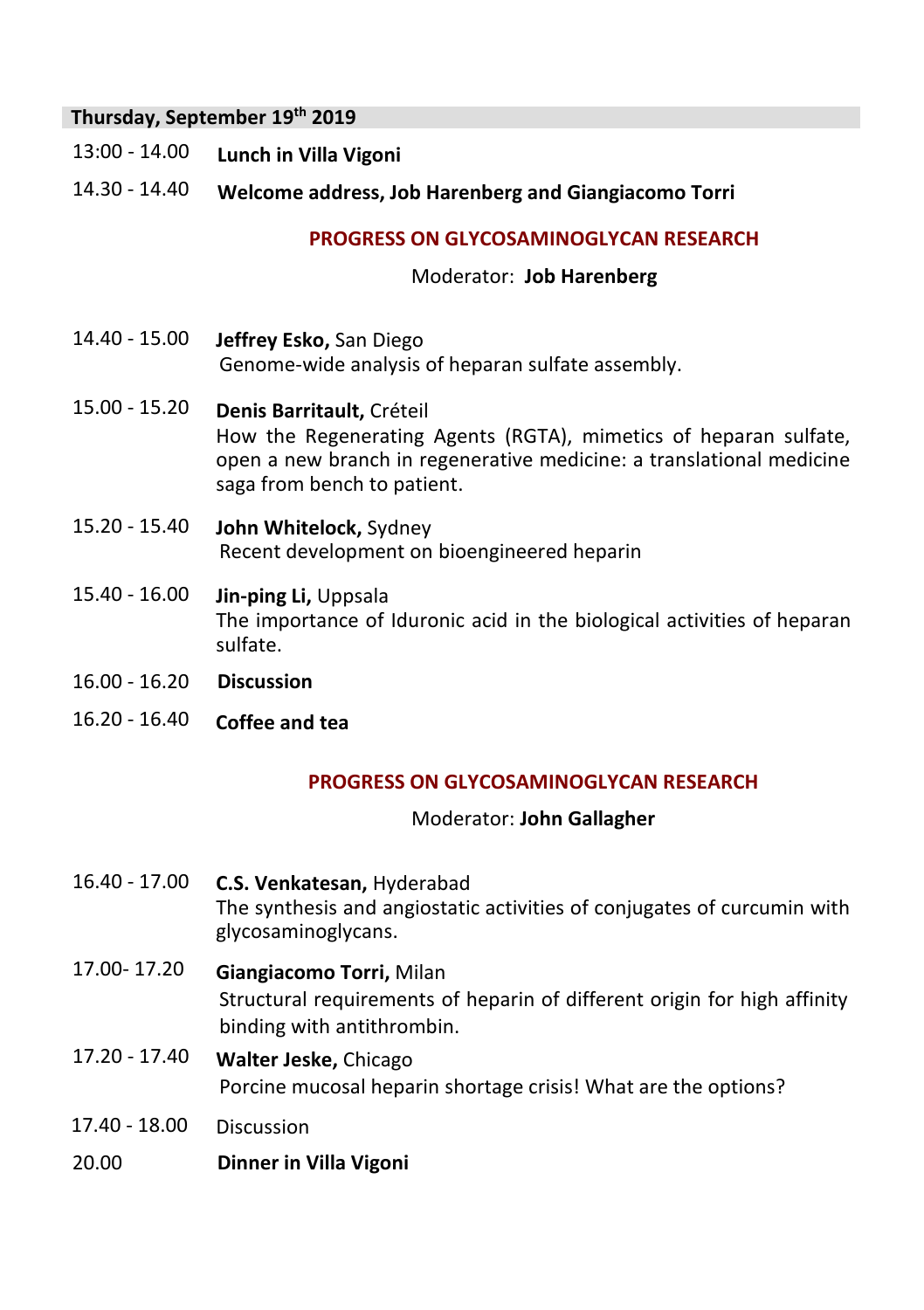## Thursday, September 19th 2019

| | |
|---|---|
| 13:00 - 14.00 | **Lunch in Villa Vigoni** |
| 14.30 - 14.40 | **Welcome address, Job Harenberg and Giangiacomo Torri** |

### PROGRESS ON GLYCOSAMINOGLYCAN RESEARCH

Moderator: **Job Harenberg**

| | |
|---|---|
| 14.40 - 15.00 | **Jeffrey Esko,** San Diego<br>Genome-wide analysis of heparan sulfate assembly. |
| 15.00 - 15.20 | **Denis Barritault,** Créteil<br>How the Regenerating Agents (RGTA), mimetics of heparan sulfate, open a new branch in regenerative medicine: a translational medicine saga from bench to patient. |
| 15.20 - 15.40 | **John Whitelock,** Sydney<br>Recent development on bioengineered heparin |
| 15.40 - 16.00 | **Jin-ping Li,** Uppsala<br>The importance of Iduronic acid in the biological activities of heparan sulfate. |
| 16.00 - 16.20 | **Discussion** |
| 16.20 - 16.40 | **Coffee and tea** |

### PROGRESS ON GLYCOSAMINOGLYCAN RESEARCH

Moderator: **John Gallagher**

| | |
|---|---|
| 16.40 - 17.00 | **C.S. Venkatesan,** Hyderabad<br>The synthesis and angiostatic activities of conjugates of curcumin with glycosaminoglycans. |
| 17.00- 17.20 | **Giangiacomo Torri,** Milan<br>Structural requirements of heparin of different origin for high affinity binding with antithrombin. |
| 17.20 - 17.40 | **Walter Jeske,** Chicago<br>Porcine mucosal heparin shortage crisis! What are the options? |
| 17.40 - 18.00 | Discussion |
| 20.00 | **Dinner in Villa Vigoni** |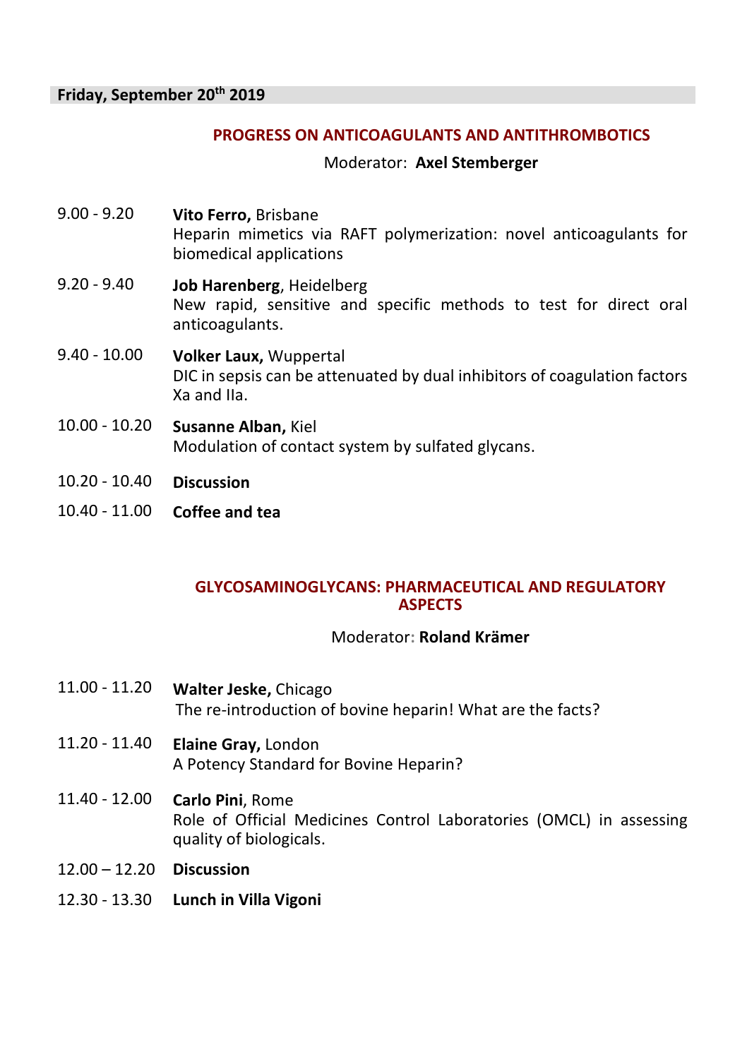**Friday, September 20th 2019**

## PROGRESS ON ANTICOAGULANTS AND ANTITHROMBOTICS

Moderator: **Axel Stemberger**

9.00 - 9.20 **Vito Ferro,** Brisbane
Heparin mimetics via RAFT polymerization: novel anticoagulants for biomedical applications

9.20 - 9.40 **Job Harenberg**, Heidelberg
New rapid, sensitive and specific methods to test for direct oral anticoagulants.

9.40 - 10.00 **Volker Laux,** Wuppertal
DIC in sepsis can be attenuated by dual inhibitors of coagulation factors Xa and IIa.

10.00 - 10.20 **Susanne Alban,** Kiel
Modulation of contact system by sulfated glycans.

10.20 - 10.40 **Discussion**

10.40 - 11.00 **Coffee and tea**

## GLYCOSAMINOGLYCANS: PHARMACEUTICAL AND REGULATORY ASPECTS

Moderator: **Roland Krämer**

11.00 - 11.20 **Walter Jeske,** Chicago
The re-introduction of bovine heparin! What are the facts?

11.20 - 11.40 **Elaine Gray,** London
A Potency Standard for Bovine Heparin?

11.40 - 12.00 **Carlo Pini**, Rome
Role of Official Medicines Control Laboratories (OMCL) in assessing quality of biologicals.

12.00 – 12.20 **Discussion**

12.30 - 13.30 **Lunch in Villa Vigoni**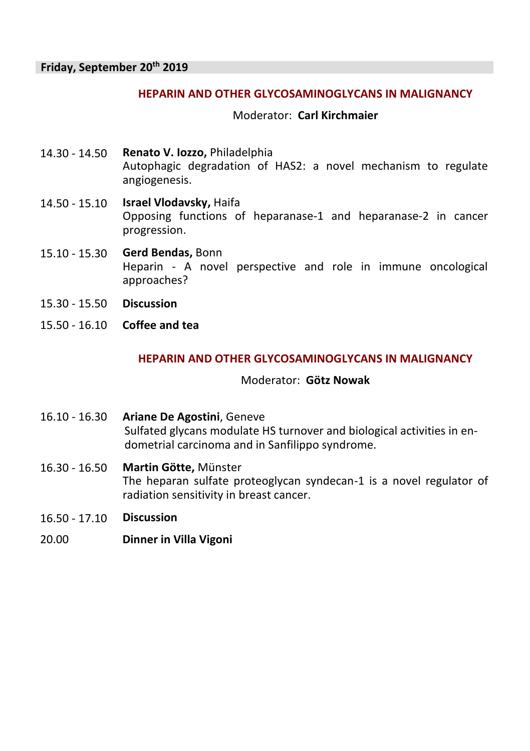## Friday, September 20th 2019

### HEPARIN AND OTHER GLYCOSAMINOGLYCANS IN MALIGNANCY

Moderator: **Carl Kirchmaier**

14.30 - 14.50 **Renato V. Iozzo,** Philadelphia
Autophagic degradation of HAS2: a novel mechanism to regulate angiogenesis.

14.50 - 15.10 **Israel Vlodavsky,** Haifa
Opposing functions of heparanase-1 and heparanase-2 in cancer progression.

15.10 - 15.30 **Gerd Bendas,** Bonn
Heparin - A novel perspective and role in immune oncological approaches?

15.30 - 15.50 **Discussion**

15.50 - 16.10 **Coffee and tea**

### HEPARIN AND OTHER GLYCOSAMINOGLYCANS IN MALIGNANCY

Moderator: **Götz Nowak**

16.10 - 16.30 **Ariane De Agostini**, Geneve
Sulfated glycans modulate HS turnover and biological activities in endometrial carcinoma and in Sanfilippo syndrome.

16.30 - 16.50 **Martin Götte,** Münster
The heparan sulfate proteoglycan syndecan-1 is a novel regulator of radiation sensitivity in breast cancer.

16.50 - 17.10 **Discussion**

20.00 **Dinner in Villa Vigoni**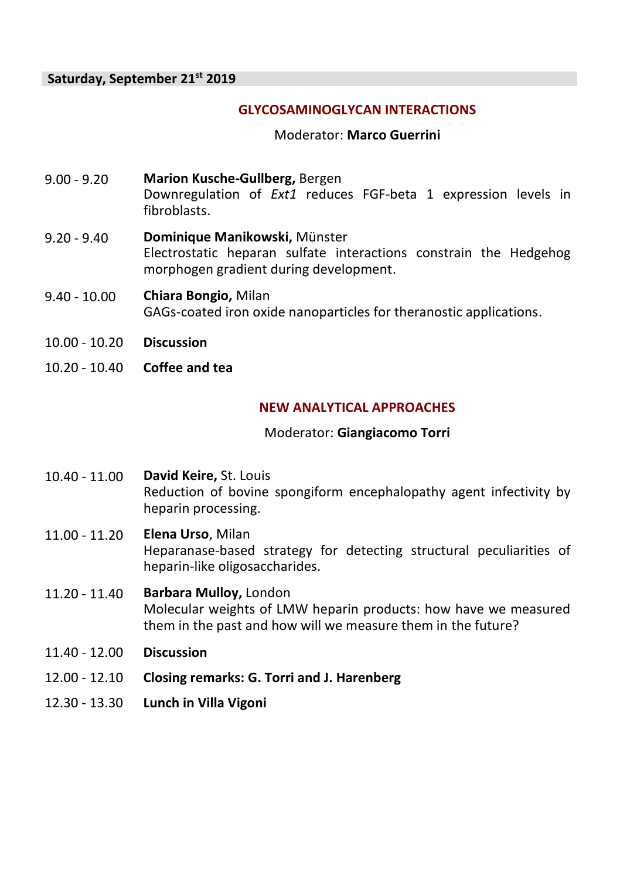## Saturday, September 21st 2019

### GLYCOSAMINOGLYCAN INTERACTIONS

Moderator: **Marco Guerrini**

9.00 - 9.20 **Marion Kusche-Gullberg,** Bergen
Downregulation of *Ext1* reduces FGF-beta 1 expression levels in fibroblasts.

9.20 - 9.40 **Dominique Manikowski,** Münster
Electrostatic heparan sulfate interactions constrain the Hedgehog morphogen gradient during development.

9.40 - 10.00 **Chiara Bongio,** Milan
GAGs-coated iron oxide nanoparticles for theranostic applications.

10.00 - 10.20 **Discussion**

10.20 - 10.40 **Coffee and tea**

### NEW ANALYTICAL APPROACHES

Moderator: **Giangiacomo Torri**

10.40 - 11.00 **David Keire,** St. Louis
Reduction of bovine spongiform encephalopathy agent infectivity by heparin processing.

11.00 - 11.20 **Elena Urso**, Milan
Heparanase-based strategy for detecting structural peculiarities of heparin-like oligosaccharides.

11.20 - 11.40 **Barbara Mulloy,** London
Molecular weights of LMW heparin products: how have we measured them in the past and how will we measure them in the future?

11.40 - 12.00 **Discussion**

12.00 - 12.10 **Closing remarks: G. Torri and J. Harenberg**

12.30 - 13.30 **Lunch in Villa Vigoni**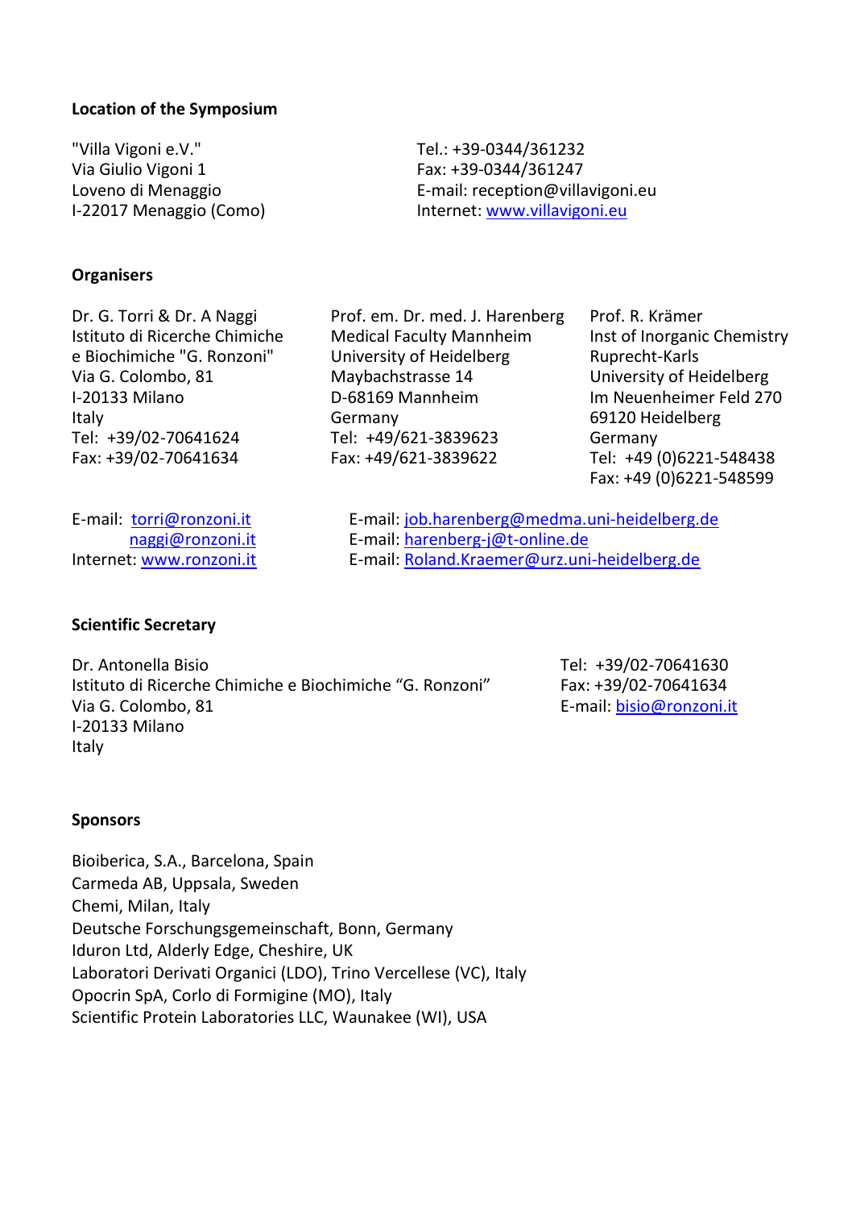### Location of the Symposium

"Villa Vigoni e.V."
Via Giulio Vigoni 1
Loveno di Menaggio
I-22017 Menaggio (Como)

Tel.: +39-0344/361232
Fax: +39-0344/361247
E-mail: reception@villavigoni.eu
Internet: www.villavigoni.eu

### Organisers

Dr. G. Torri & Dr. A Naggi
Istituto di Ricerche Chimiche e Biochimiche "G. Ronzoni"
Via G. Colombo, 81
I-20133 Milano
Italy
Tel: +39/02-70641624
Fax: +39/02-70641634

E-mail: torri@ronzoni.it
naggi@ronzoni.it
Internet: www.ronzoni.it

Prof. em. Dr. med. J. Harenberg
Medical Faculty Mannheim
University of Heidelberg
Maybachstrasse 14
D-68169 Mannheim
Germany
Tel: +49/621-3839623
Fax: +49/621-3839622

E-mail: job.harenberg@medma.uni-heidelberg.de
E-mail: harenberg-j@t-online.de

Prof. R. Krämer
Inst of Inorganic Chemistry
Ruprecht-Karls
University of Heidelberg
Im Neuenheimer Feld 270
69120 Heidelberg
Germany
Tel: +49 (0)6221-548438
Fax: +49 (0)6221-548599

E-mail: Roland.Kraemer@urz.uni-heidelberg.de

### Scientific Secretary

Dr. Antonella Bisio
Istituto di Ricerche Chimiche e Biochimiche "G. Ronzoni"
Via G. Colombo, 81
I-20133 Milano
Italy

Tel: +39/02-70641630
Fax: +39/02-70641634
E-mail: bisio@ronzoni.it

### Sponsors

Bioiberica, S.A., Barcelona, Spain
Carmeda AB, Uppsala, Sweden
Chemi, Milan, Italy
Deutsche Forschungsgemeinschaft, Bonn, Germany
Iduron Ltd, Alderly Edge, Cheshire, UK
Laboratori Derivati Organici (LDO), Trino Vercellese (VC), Italy
Opocrin SpA, Corlo di Formigine (MO), Italy
Scientific Protein Laboratories LLC, Waunakee (WI), USA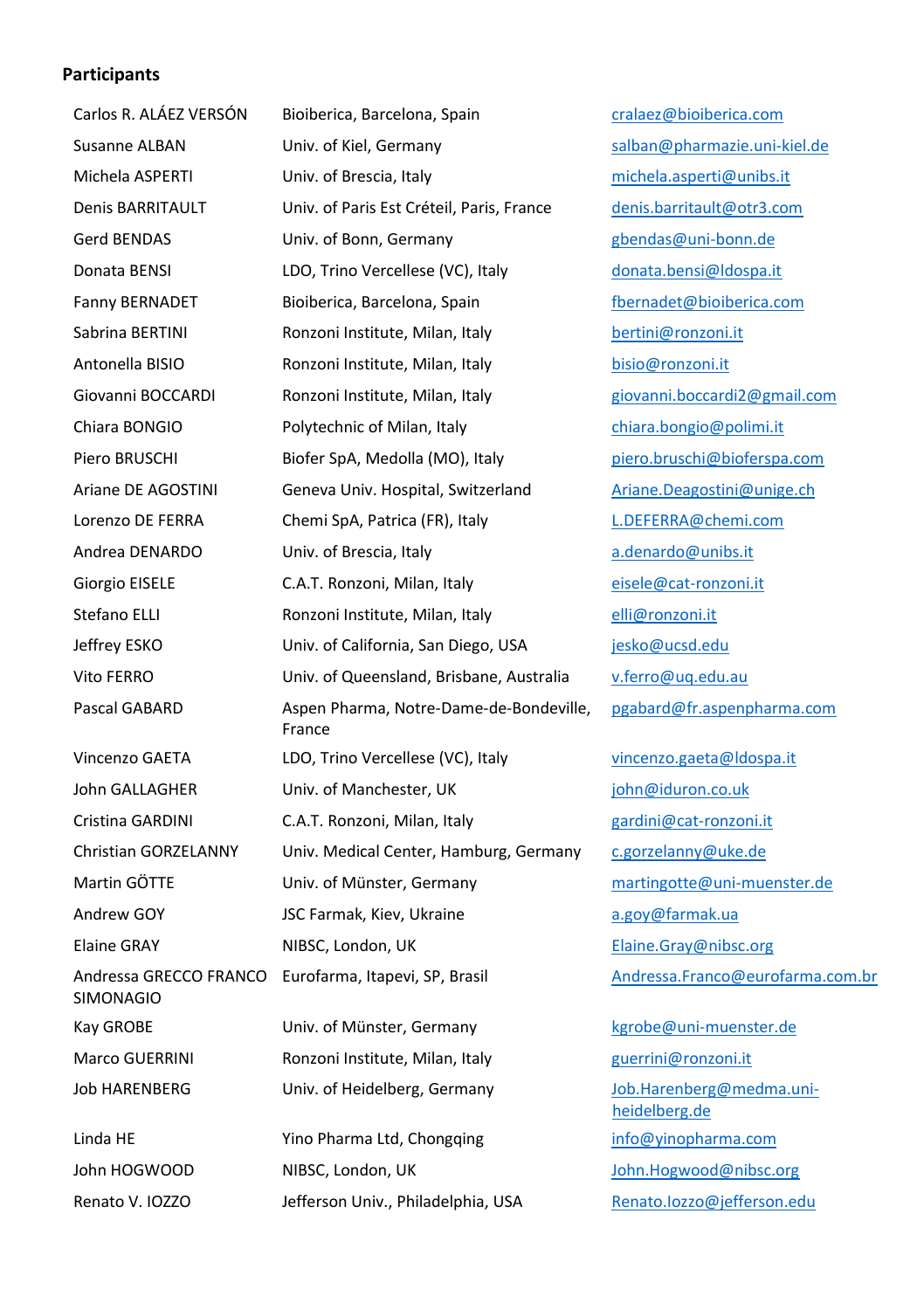**Participants**

| | | |
|---|---|---|
| Carlos R. ALÁEZ VERSÓN | Bioiberica, Barcelona, Spain | cralaez@bioiberica.com |
| Susanne ALBAN | Univ. of Kiel, Germany | salban@pharmazie.uni-kiel.de |
| Michela ASPERTI | Univ. of Brescia, Italy | michela.asperti@unibs.it |
| Denis BARRITAULT | Univ. of Paris Est Créteil, Paris, France | denis.barritault@otr3.com |
| Gerd BENDAS | Univ. of Bonn, Germany | gbendas@uni-bonn.de |
| Donata BENSI | LDO, Trino Vercellese (VC), Italy | donata.bensi@ldospa.it |
| Fanny BERNADET | Bioiberica, Barcelona, Spain | fbernadet@bioiberica.com |
| Sabrina BERTINI | Ronzoni Institute, Milan, Italy | bertini@ronzoni.it |
| Antonella BISIO | Ronzoni Institute, Milan, Italy | bisio@ronzoni.it |
| Giovanni BOCCARDI | Ronzoni Institute, Milan, Italy | giovanni.boccardi2@gmail.com |
| Chiara BONGIO | Polytechnic of Milan, Italy | chiara.bongio@polimi.it |
| Piero BRUSCHI | Biofer SpA, Medolla (MO), Italy | piero.bruschi@bioferspa.com |
| Ariane DE AGOSTINI | Geneva Univ. Hospital, Switzerland | Ariane.Deagostini@unige.ch |
| Lorenzo DE FERRA | Chemi SpA, Patrica (FR), Italy | L.DEFERRA@chemi.com |
| Andrea DENARDO | Univ. of Brescia, Italy | a.denardo@unibs.it |
| Giorgio EISELE | C.A.T. Ronzoni, Milan, Italy | eisele@cat-ronzoni.it |
| Stefano ELLI | Ronzoni Institute, Milan, Italy | elli@ronzoni.it |
| Jeffrey ESKO | Univ. of California, San Diego, USA | jesko@ucsd.edu |
| Vito FERRO | Univ. of Queensland, Brisbane, Australia | v.ferro@uq.edu.au |
| Pascal GABARD | Aspen Pharma, Notre-Dame-de-Bondeville, France | pgabard@fr.aspenpharma.com |
| Vincenzo GAETA | LDO, Trino Vercellese (VC), Italy | vincenzo.gaeta@ldospa.it |
| John GALLAGHER | Univ. of Manchester, UK | john@iduron.co.uk |
| Cristina GARDINI | C.A.T. Ronzoni, Milan, Italy | gardini@cat-ronzoni.it |
| Christian GORZELANNY | Univ. Medical Center, Hamburg, Germany | c.gorzelanny@uke.de |
| Martin GÖTTE | Univ. of Münster, Germany | martingotte@uni-muenster.de |
| Andrew GOY | JSC Farmak, Kiev, Ukraine | a.goy@farmak.ua |
| Elaine GRAY | NIBSC, London, UK | Elaine.Gray@nibsc.org |
| Andressa GRECCO FRANCO SIMONAGIO | Eurofarma, Itapevi, SP, Brasil | Andressa.Franco@eurofarma.com.br |
| Kay GROBE | Univ. of Münster, Germany | kgrobe@uni-muenster.de |
| Marco GUERRINI | Ronzoni Institute, Milan, Italy | guerrini@ronzoni.it |
| Job HARENBERG | Univ. of Heidelberg, Germany | Job.Harenberg@medma.uni-heidelberg.de |
| Linda HE | Yino Pharma Ltd, Chongqing | info@yinopharma.com |
| John HOGWOOD | NIBSC, London, UK | John.Hogwood@nibsc.org |
| Renato V. IOZZO | Jefferson Univ., Philadelphia, USA | Renato.Iozzo@jefferson.edu |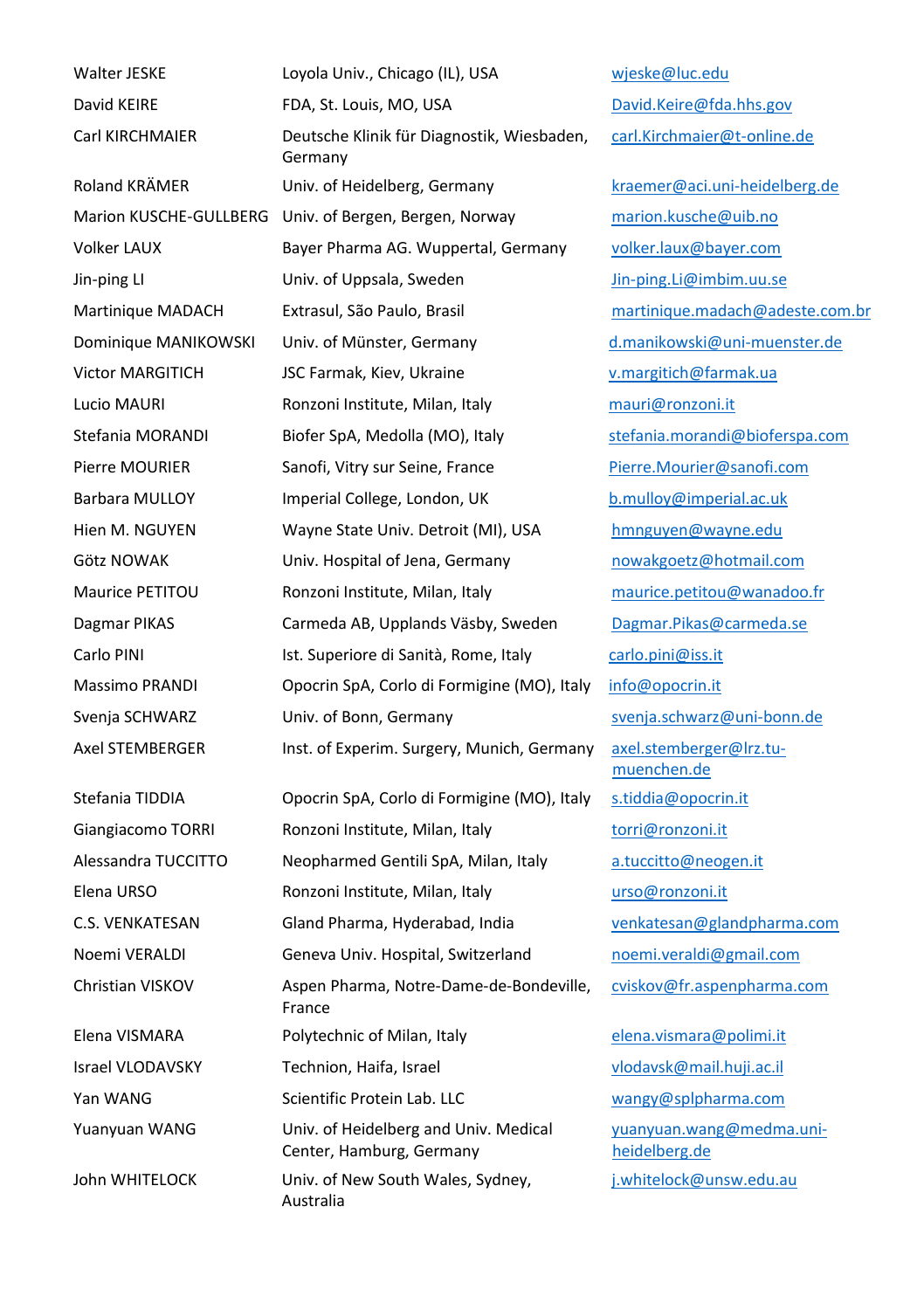| | | |
|---|---|---|
| Walter JESKE | Loyola Univ., Chicago (IL), USA | wjeske@luc.edu |
| David KEIRE | FDA, St. Louis, MO, USA | David.Keire@fda.hhs.gov |
| Carl KIRCHMAIER | Deutsche Klinik für Diagnostik, Wiesbaden, Germany | carl.Kirchmaier@t-online.de |
| Roland KRÄMER | Univ. of Heidelberg, Germany | kraemer@aci.uni-heidelberg.de |
| Marion KUSCHE-GULLBERG | Univ. of Bergen, Bergen, Norway | marion.kusche@uib.no |
| Volker LAUX | Bayer Pharma AG. Wuppertal, Germany | volker.laux@bayer.com |
| Jin-ping LI | Univ. of Uppsala, Sweden | Jin-ping.Li@imbim.uu.se |
| Martinique MADACH | Extrasul, São Paulo, Brasil | martinique.madach@adeste.com.br |
| Dominique MANIKOWSKI | Univ. of Münster, Germany | d.manikowski@uni-muenster.de |
| Victor MARGITICH | JSC Farmak, Kiev, Ukraine | v.margitich@farmak.ua |
| Lucio MAURI | Ronzoni Institute, Milan, Italy | mauri@ronzoni.it |
| Stefania MORANDI | Biofer SpA, Medolla (MO), Italy | stefania.morandi@bioferspa.com |
| Pierre MOURIER | Sanofi, Vitry sur Seine, France | Pierre.Mourier@sanofi.com |
| Barbara MULLOY | Imperial College, London, UK | b.mulloy@imperial.ac.uk |
| Hien M. NGUYEN | Wayne State Univ. Detroit (MI), USA | hmnguyen@wayne.edu |
| Götz NOWAK | Univ. Hospital of Jena, Germany | nowakgoetz@hotmail.com |
| Maurice PETITOU | Ronzoni Institute, Milan, Italy | maurice.petitou@wanadoo.fr |
| Dagmar PIKAS | Carmeda AB, Upplands Väsby, Sweden | Dagmar.Pikas@carmeda.se |
| Carlo PINI | Ist. Superiore di Sanità, Rome, Italy | carlo.pini@iss.it |
| Massimo PRANDI | Opocrin SpA, Corlo di Formigine (MO), Italy | info@opocrin.it |
| Svenja SCHWARZ | Univ. of Bonn, Germany | svenja.schwarz@uni-bonn.de |
| Axel STEMBERGER | Inst. of Experim. Surgery, Munich, Germany | axel.stemberger@lrz.tu-muenchen.de |
| Stefania TIDDIA | Opocrin SpA, Corlo di Formigine (MO), Italy | s.tiddia@opocrin.it |
| Giangiacomo TORRI | Ronzoni Institute, Milan, Italy | torri@ronzoni.it |
| Alessandra TUCCITTO | Neopharmed Gentili SpA, Milan, Italy | a.tuccitto@neogen.it |
| Elena URSO | Ronzoni Institute, Milan, Italy | urso@ronzoni.it |
| C.S. VENKATESAN | Gland Pharma, Hyderabad, India | venkatesan@glandpharma.com |
| Noemi VERALDI | Geneva Univ. Hospital, Switzerland | noemi.veraldi@gmail.com |
| Christian VISKOV | Aspen Pharma, Notre-Dame-de-Bondeville, France | cviskov@fr.aspenpharma.com |
| Elena VISMARA | Polytechnic of Milan, Italy | elena.vismara@polimi.it |
| Israel VLODAVSKY | Technion, Haifa, Israel | vlodavsk@mail.huji.ac.il |
| Yan WANG | Scientific Protein Lab. LLC | wangy@splpharma.com |
| Yuanyuan WANG | Univ. of Heidelberg and Univ. Medical Center, Hamburg, Germany | yuanyuan.wang@medma.uni-heidelberg.de |
| John WHITELOCK | Univ. of New South Wales, Sydney, Australia | j.whitelock@unsw.edu.au |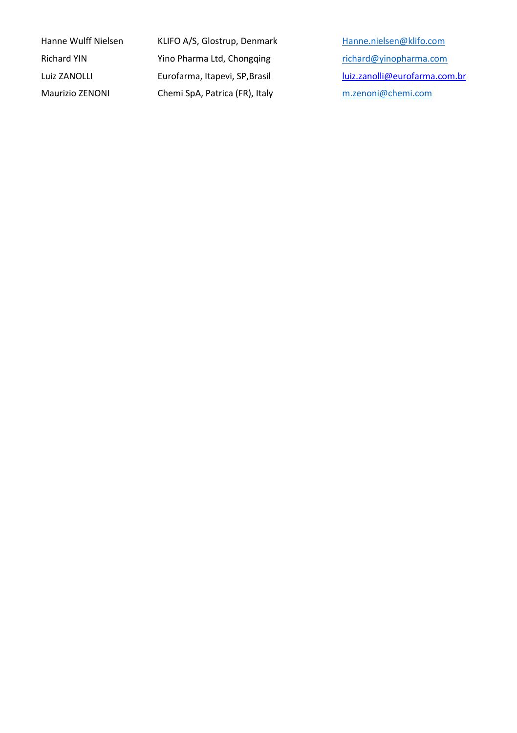| | | |
|---|---|---|
| Hanne Wulff Nielsen | KLIFO A/S, Glostrup, Denmark | Hanne.nielsen@klifo.com |
| Richard YIN | Yino Pharma Ltd, Chongqing | richard@yinopharma.com |
| Luiz ZANOLLI | Eurofarma, Itapevi, SP,Brasil | luiz.zanolli@eurofarma.com.br |
| Maurizio ZENONI | Chemi SpA, Patrica (FR), Italy | m.zenoni@chemi.com |